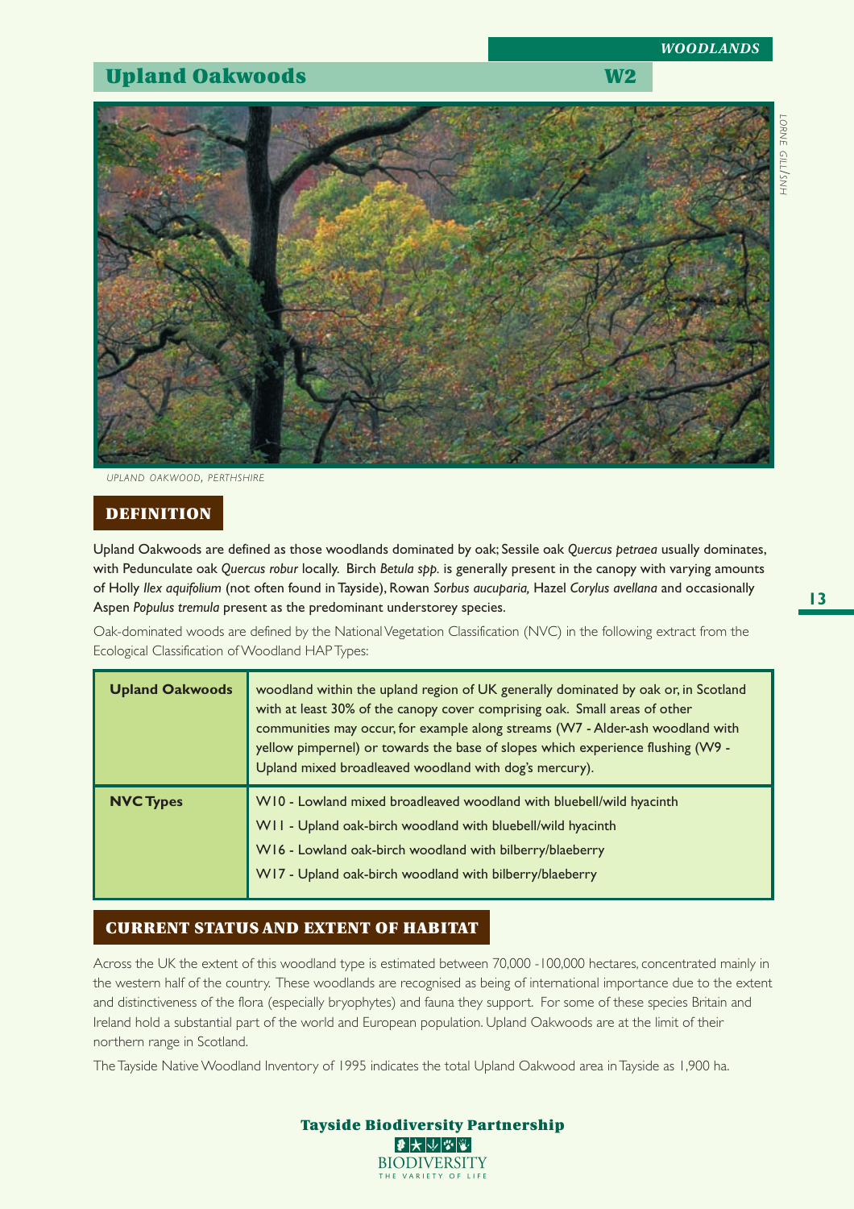# Upland Oakwoods

W2

UPLAND OAKWOOD, PERTHSHIRE

## DEFINITION

Upland Oakwoods are defined as those woodlands dominated by oak; Sessile oak *Quercus petraea* usually dominates, with Pedunculate oak *Quercus robur* locally. Birch *Betula spp.* is generally present in the canopy with varying amounts of Holly *Ilex aquifolium* (not often found in Tayside), Rowan *Sorbus aucuparia,* Hazel *Corylus avellana* and occasionally Aspen *Populus tremula* present as the predominant understorey species.

Oak-dominated woods are defined by the National Vegetation Classification (NVC) in the following extract from the Ecological Classification of Woodland HAP Types:

| | |
|---|---|
| **Upland Oakwoods** | woodland within the upland region of UK generally dominated by oak or, in Scotland with at least 30% of the canopy cover comprising oak. Small areas of other communities may occur, for example along streams (W7 - Alder-ash woodland with yellow pimpernel) or towards the base of slopes which experience flushing (W9 - Upland mixed broadleaved woodland with dog's mercury). |
| **NVC Types** | W10 - Lowland mixed broadleaved woodland with bluebell/wild hyacinth<br>W11 - Upland oak-birch woodland with bluebell/wild hyacinth<br>W16 - Lowland oak-birch woodland with bilberry/blaeberry<br>W17 - Upland oak-birch woodland with bilberry/blaeberry |

## CURRENT STATUS AND EXTENT OF HABITAT

Across the UK the extent of this woodland type is estimated between 70,000 -100,000 hectares, concentrated mainly in the western half of the country. These woodlands are recognised as being of international importance due to the extent and distinctiveness of the flora (especially bryophytes) and fauna they support. For some of these species Britain and Ireland hold a substantial part of the world and European population. Upland Oakwoods are at the limit of their northern range in Scotland.

The Tayside Native Woodland Inventory of 1995 indicates the total Upland Oakwood area in Tayside as 1,900 ha.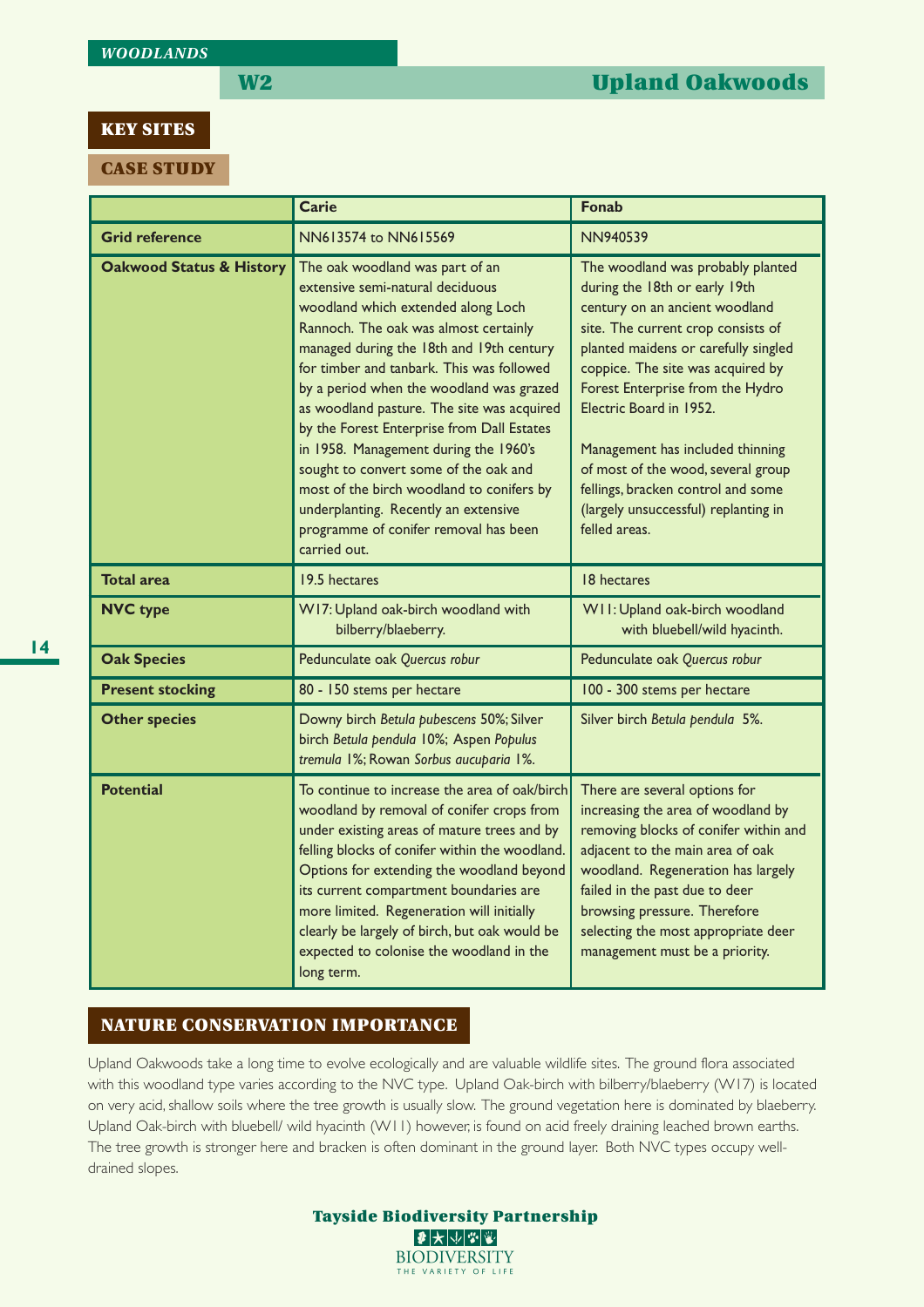*WOODLANDS*

## W2 Upland Oakwoods

### KEY SITES

### CASE STUDY

| | Carie | Fonab |
|---|---|---|
| **Grid reference** | NN613574 to NN615569 | NN940539 |
| **Oakwood Status & History** | The oak woodland was part of an extensive semi-natural deciduous woodland which extended along Loch Rannoch. The oak was almost certainly managed during the 18th and 19th century for timber and tanbark. This was followed by a period when the woodland was grazed as woodland pasture. The site was acquired by the Forest Enterprise from Dall Estates in 1958. Management during the 1960's sought to convert some of the oak and most of the birch woodland to conifers by underplanting. Recently an extensive programme of conifer removal has been carried out. | The woodland was probably planted during the 18th or early 19th century on an ancient woodland site. The current crop consists of planted maidens or carefully singled coppice. The site was acquired by Forest Enterprise from the Hydro Electric Board in 1952.<br><br>Management has included thinning of most of the wood, several group fellings, bracken control and some (largely unsuccessful) replanting in felled areas. |
| **Total area** | 19.5 hectares | 18 hectares |
| **NVC type** | W17: Upland oak-birch woodland with bilberry/blaeberry. | W11: Upland oak-birch woodland with bluebell/wild hyacinth. |
| **Oak Species** | Pedunculate oak *Quercus robur* | Pedunculate oak *Quercus robur* |
| **Present stocking** | 80 - 150 stems per hectare | 100 - 300 stems per hectare |
| **Other species** | Downy birch *Betula pubescens* 50%; Silver birch *Betula pendula* 10%; Aspen *Populus tremula* 1%; Rowan *Sorbus aucuparia* 1%. | Silver birch *Betula pendula* 5%. |
| **Potential** | To continue to increase the area of oak/birch woodland by removal of conifer crops from under existing areas of mature trees and by felling blocks of conifer within the woodland. Options for extending the woodland beyond its current compartment boundaries are more limited. Regeneration will initially clearly be largely of birch, but oak would be expected to colonise the woodland in the long term. | There are several options for increasing the area of woodland by removing blocks of conifer within and adjacent to the main area of oak woodland. Regeneration has largely failed in the past due to deer browsing pressure. Therefore selecting the most appropriate deer management must be a priority. |

### NATURE CONSERVATION IMPORTANCE

Upland Oakwoods take a long time to evolve ecologically and are valuable wildlife sites. The ground flora associated with this woodland type varies according to the NVC type. Upland Oak-birch with bilberry/blaeberry (W17) is located on very acid, shallow soils where the tree growth is usually slow. The ground vegetation here is dominated by blaeberry. Upland Oak-birch with bluebell/ wild hyacinth (W11) however, is found on acid freely draining leached brown earths. The tree growth is stronger here and bracken is often dominant in the ground layer. Both NVC types occupy well-drained slopes.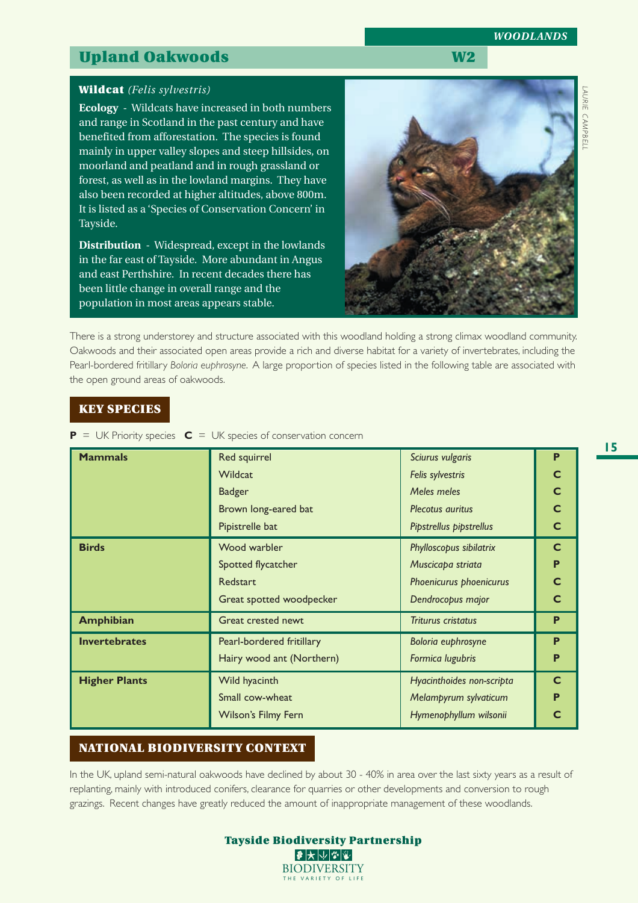# Upland Oakwoods W2

### Wildcat *(Felis sylvestris)*

**Ecology** - Wildcats have increased in both numbers and range in Scotland in the past century and have benefited from afforestation. The species is found mainly in upper valley slopes and steep hillsides, on moorland and peatland and in rough grassland or forest, as well as in the lowland margins. They have also been recorded at higher altitudes, above 800m. It is listed as a 'Species of Conservation Concern' in Tayside.

**Distribution** - Widespread, except in the lowlands in the far east of Tayside. More abundant in Angus and east Perthshire. In recent decades there has been little change in overall range and the population in most areas appears stable.

LAURIE CAMPBELL

There is a strong understorey and structure associated with this woodland holding a strong climax woodland community. Oakwoods and their associated open areas provide a rich and diverse habitat for a variety of invertebrates, including the Pearl-bordered fritillary *Boloria euphrosyne*. A large proportion of species listed in the following table are associated with the open ground areas of oakwoods.

## KEY SPECIES

**P** = UK Priority species **C** = UK species of conservation concern

| | | | |
|---|---|---|---|
| **Mammals** | Red squirrel | *Sciurus vulgaris* | **P** |
| | Wildcat | *Felis sylvestris* | **C** |
| | Badger | *Meles meles* | **C** |
| | Brown long-eared bat | *Plecotus auritus* | **C** |
| | Pipistrelle bat | *Pipstrellus pipstrellus* | **C** |
| **Birds** | Wood warbler | *Phylloscopus sibilatrix* | **C** |
| | Spotted flycatcher | *Muscicapa striata* | **P** |
| | Redstart | *Phoenicurus phoenicurus* | **C** |
| | Great spotted woodpecker | *Dendrocopus major* | **C** |
| **Amphibian** | Great crested newt | *Triturus cristatus* | **P** |
| **Invertebrates** | Pearl-bordered fritillary | *Boloria euphrosyne* | **P** |
| | Hairy wood ant (Northern) | *Formica lugubris* | **P** |
| **Higher Plants** | Wild hyacinth | *Hyacinthoides non-scripta* | **C** |
| | Small cow-wheat | *Melampyrum sylvaticum* | **P** |
| | Wilson's Filmy Fern | *Hymenophyllum wilsonii* | **C** |

## NATIONAL BIODIVERSITY CONTEXT

In the UK, upland semi-natural oakwoods have declined by about 30 - 40% in area over the last sixty years as a result of replanting, mainly with introduced conifers, clearance for quarries or other developments and conversion to rough grazings. Recent changes have greatly reduced the amount of inappropriate management of these woodlands.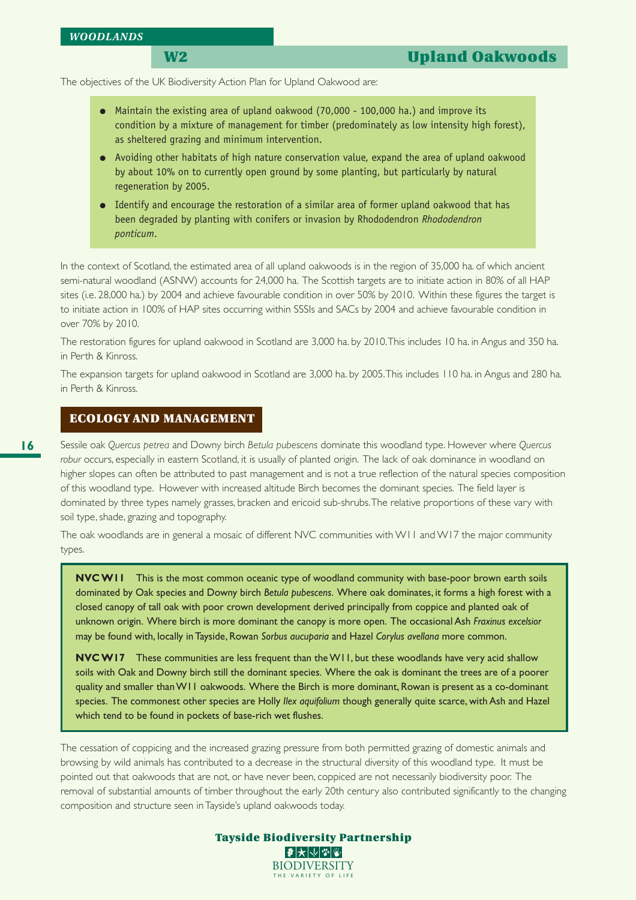*WOODLANDS*

## W2 Upland Oakwoods

The objectives of the UK Biodiversity Action Plan for Upland Oakwood are:

- Maintain the existing area of upland oakwood (70,000 - 100,000 ha.) and improve its condition by a mixture of management for timber (predominately as low intensity high forest), as sheltered grazing and minimum intervention.
- Avoiding other habitats of high nature conservation value, expand the area of upland oakwood by about 10% on to currently open ground by some planting, but particularly by natural regeneration by 2005.
- Identify and encourage the restoration of a similar area of former upland oakwood that has been degraded by planting with conifers or invasion by Rhododendron *Rhododendron ponticum*.

In the context of Scotland, the estimated area of all upland oakwoods is in the region of 35,000 ha. of which ancient semi-natural woodland (ASNW) accounts for 24,000 ha. The Scottish targets are to initiate action in 80% of all HAP sites (i.e. 28,000 ha.) by 2004 and achieve favourable condition in over 50% by 2010. Within these figures the target is to initiate action in 100% of HAP sites occurring within SSSIs and SACs by 2004 and achieve favourable condition in over 70% by 2010.

The restoration figures for upland oakwood in Scotland are 3,000 ha. by 2010. This includes 10 ha. in Angus and 350 ha. in Perth & Kinross.

The expansion targets for upland oakwood in Scotland are 3,000 ha. by 2005. This includes 110 ha. in Angus and 280 ha. in Perth & Kinross.

### ECOLOGY AND MANAGEMENT

Sessile oak *Quercus petrea* and Downy birch *Betula pubescens* dominate this woodland type. However where *Quercus robur* occurs, especially in eastern Scotland, it is usually of planted origin. The lack of oak dominance in woodland on higher slopes can often be attributed to past management and is not a true reflection of the natural species composition of this woodland type. However with increased altitude Birch becomes the dominant species. The field layer is dominated by three types namely grasses, bracken and ericoid sub-shrubs. The relative proportions of these vary with soil type, shade, grazing and topography.

The oak woodlands are in general a mosaic of different NVC communities with W11 and W17 the major community types.

**NVC W11** This is the most common oceanic type of woodland community with base-poor brown earth soils dominated by Oak species and Downy birch *Betula pubescens*. Where oak dominates, it forms a high forest with a closed canopy of tall oak with poor crown development derived principally from coppice and planted oak of unknown origin. Where birch is more dominant the canopy is more open. The occasional Ash *Fraxinus excelsior* may be found with, locally in Tayside, Rowan *Sorbus aucuparia* and Hazel *Corylus avellana* more common.

**NVC W17** These communities are less frequent than the W11, but these woodlands have very acid shallow soils with Oak and Downy birch still the dominant species. Where the oak is dominant the trees are of a poorer quality and smaller than W11 oakwoods. Where the Birch is more dominant, Rowan is present as a co-dominant species. The commonest other species are Holly *Ilex aquifolium* though generally quite scarce, with Ash and Hazel which tend to be found in pockets of base-rich wet flushes.

The cessation of coppicing and the increased grazing pressure from both permitted grazing of domestic animals and browsing by wild animals has contributed to a decrease in the structural diversity of this woodland type. It must be pointed out that oakwoods that are not, or have never been, coppiced are not necessarily biodiversity poor. The removal of substantial amounts of timber throughout the early 20th century also contributed significantly to the changing composition and structure seen in Tayside's upland oakwoods today.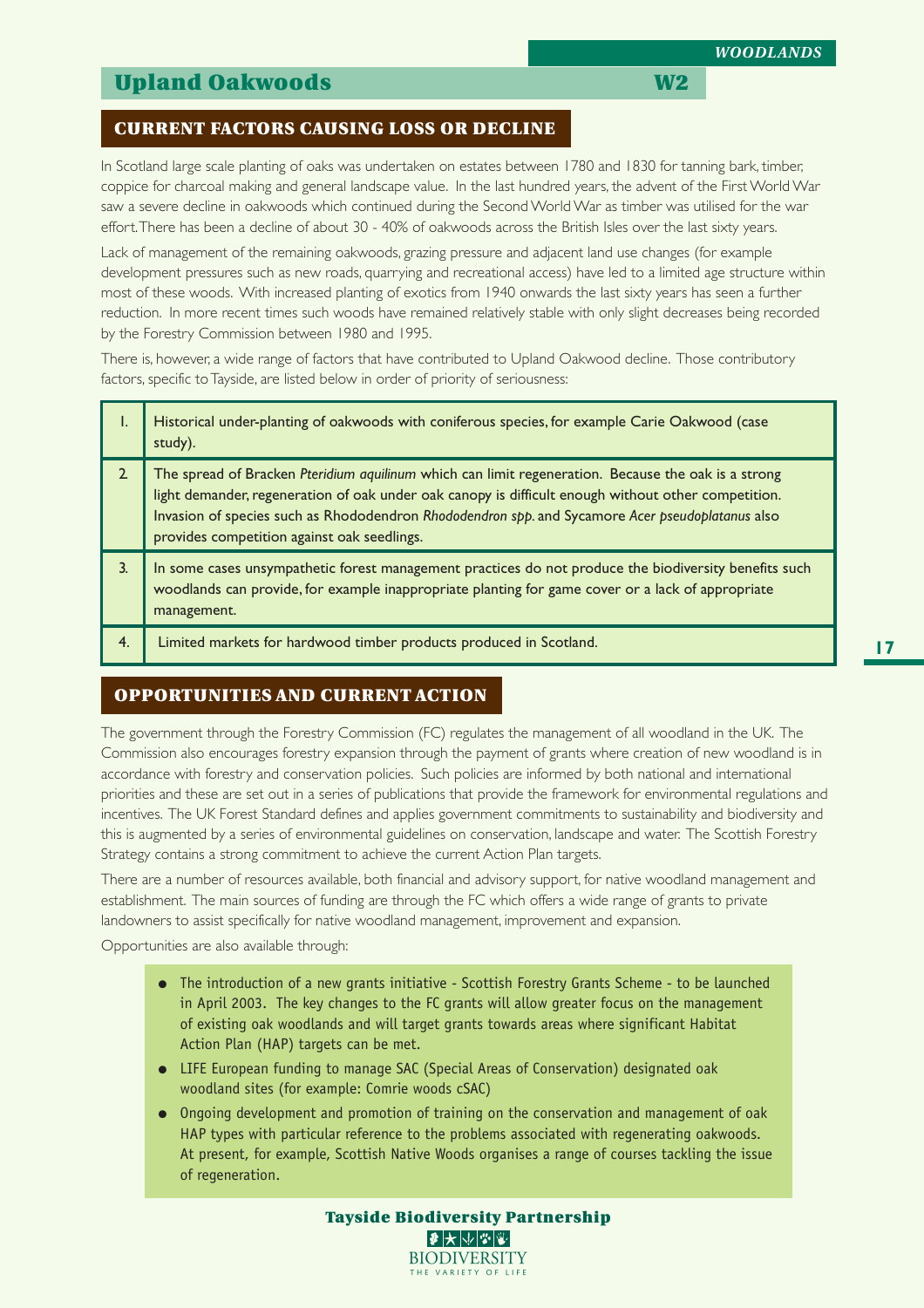# Upland Oakwoods W2

## CURRENT FACTORS CAUSING LOSS OR DECLINE

In Scotland large scale planting of oaks was undertaken on estates between 1780 and 1830 for tanning bark, timber, coppice for charcoal making and general landscape value. In the last hundred years, the advent of the First World War saw a severe decline in oakwoods which continued during the Second World War as timber was utilised for the war effort. There has been a decline of about 30 - 40% of oakwoods across the British Isles over the last sixty years.

Lack of management of the remaining oakwoods, grazing pressure and adjacent land use changes (for example development pressures such as new roads, quarrying and recreational access) have led to a limited age structure within most of these woods. With increased planting of exotics from 1940 onwards the last sixty years has seen a further reduction. In more recent times such woods have remained relatively stable with only slight decreases being recorded by the Forestry Commission between 1980 and 1995.

There is, however, a wide range of factors that have contributed to Upland Oakwood decline. Those contributory factors, specific to Tayside, are listed below in order of priority of seriousness:

| | |
|---|---|
| 1. | Historical under-planting of oakwoods with coniferous species, for example Carie Oakwood (case study). |
| 2. | The spread of Bracken *Pteridium aquilinum* which can limit regeneration. Because the oak is a strong light demander, regeneration of oak under oak canopy is difficult enough without other competition. Invasion of species such as Rhododendron *Rhododendron spp.* and Sycamore *Acer pseudoplatanus* also provides competition against oak seedlings. |
| 3. | In some cases unsympathetic forest management practices do not produce the biodiversity benefits such woodlands can provide, for example inappropriate planting for game cover or a lack of appropriate management. |
| 4. | Limited markets for hardwood timber products produced in Scotland. |

## OPPORTUNITIES AND CURRENT ACTION

The government through the Forestry Commission (FC) regulates the management of all woodland in the UK. The Commission also encourages forestry expansion through the payment of grants where creation of new woodland is in accordance with forestry and conservation policies. Such policies are informed by both national and international priorities and these are set out in a series of publications that provide the framework for environmental regulations and incentives. The UK Forest Standard defines and applies government commitments to sustainability and biodiversity and this is augmented by a series of environmental guidelines on conservation, landscape and water. The Scottish Forestry Strategy contains a strong commitment to achieve the current Action Plan targets.

There are a number of resources available, both financial and advisory support, for native woodland management and establishment. The main sources of funding are through the FC which offers a wide range of grants to private landowners to assist specifically for native woodland management, improvement and expansion.

Opportunities are also available through:

- The introduction of a new grants initiative - Scottish Forestry Grants Scheme - to be launched in April 2003. The key changes to the FC grants will allow greater focus on the management of existing oak woodlands and will target grants towards areas where significant Habitat Action Plan (HAP) targets can be met.
- LIFE European funding to manage SAC (Special Areas of Conservation) designated oak woodland sites (for example: Comrie woods cSAC)
- Ongoing development and promotion of training on the conservation and management of oak HAP types with particular reference to the problems associated with regenerating oakwoods. At present, for example, Scottish Native Woods organises a range of courses tackling the issue of regeneration.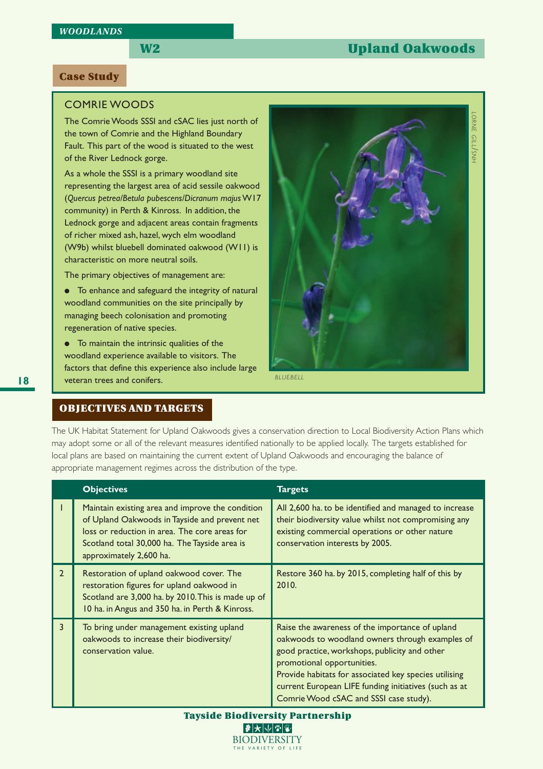# W2 Upland Oakwoods

## Case Study

### COMRIE WOODS

The Comrie Woods SSSI and cSAC lies just north of the town of Comrie and the Highland Boundary Fault. This part of the wood is situated to the west of the River Lednock gorge.

As a whole the SSSI is a primary woodland site representing the largest area of acid sessile oakwood (*Quercus petrea/Betula pubescens/Dicranum majus* W17 community) in Perth & Kinross. In addition, the Lednock gorge and adjacent areas contain fragments of richer mixed ash, hazel, wych elm woodland (W9b) whilst bluebell dominated oakwood (W11) is characteristic on more neutral soils.

The primary objectives of management are:

- To enhance and safeguard the integrity of natural woodland communities on the site principally by managing beech colonisation and promoting regeneration of native species.
- To maintain the intrinsic qualities of the woodland experience available to visitors. The factors that define this experience also include large veteran trees and conifers.

BLUEBELL

LORNE GILL/SNH

## OBJECTIVES AND TARGETS

The UK Habitat Statement for Upland Oakwoods gives a conservation direction to Local Biodiversity Action Plans which may adopt some or all of the relevant measures identified nationally to be applied locally. The targets established for local plans are based on maintaining the current extent of Upland Oakwoods and encouraging the balance of appropriate management regimes across the distribution of the type.

| | Objectives | Targets |
|---|---|---|
| 1 | Maintain existing area and improve the condition of Upland Oakwoods in Tayside and prevent net loss or reduction in area. The core areas for Scotland total 30,000 ha. The Tayside area is approximately 2,600 ha. | All 2,600 ha. to be identified and managed to increase their biodiversity value whilst not compromising any existing commercial operations or other nature conservation interests by 2005. |
| 2 | Restoration of upland oakwood cover. The restoration figures for upland oakwood in Scotland are 3,000 ha. by 2010. This is made up of 10 ha. in Angus and 350 ha. in Perth & Kinross. | Restore 360 ha. by 2015, completing half of this by 2010. |
| 3 | To bring under management existing upland oakwoods to increase their biodiversity/ conservation value. | Raise the awareness of the importance of upland oakwoods to woodland owners through examples of good practice, workshops, publicity and other promotional opportunities.<br>Provide habitats for associated key species utilising current European LIFE funding initiatives (such as at Comrie Wood cSAC and SSSI case study). |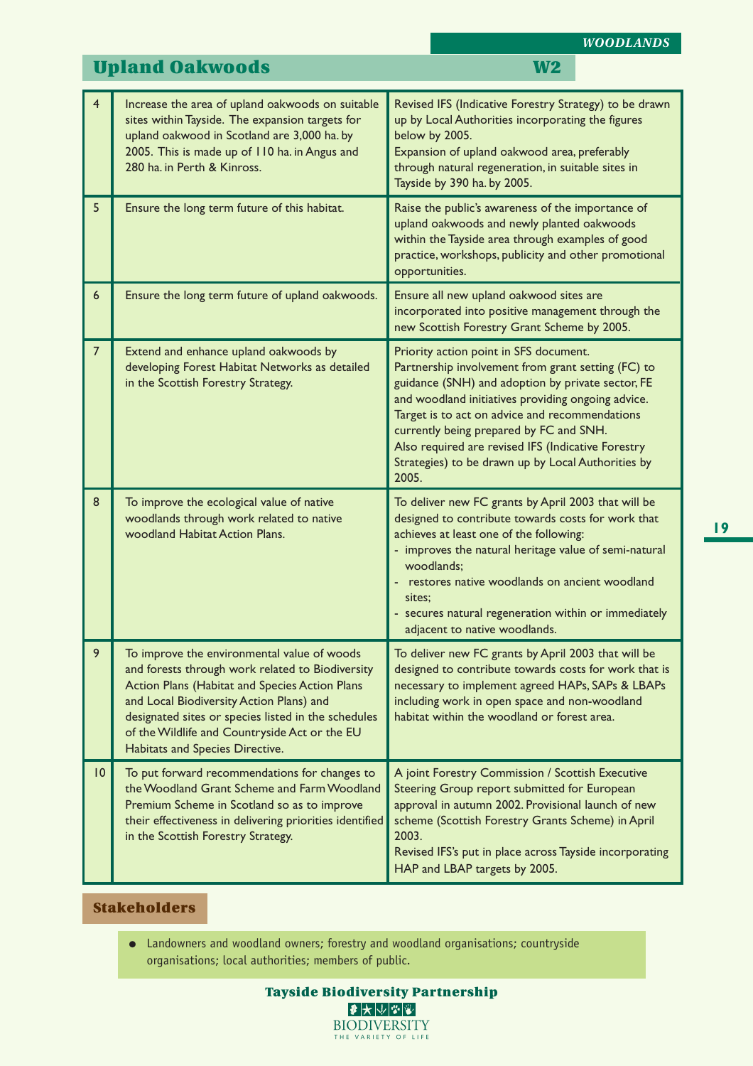## Upland Oakwoods W2

| | | |
|---|---|---|
| 4 | Increase the area of upland oakwoods on suitable sites within Tayside. The expansion targets for upland oakwood in Scotland are 3,000 ha. by 2005. This is made up of 110 ha. in Angus and 280 ha. in Perth & Kinross. | Revised IFS (Indicative Forestry Strategy) to be drawn up by Local Authorities incorporating the figures below by 2005.<br>Expansion of upland oakwood area, preferably through natural regeneration, in suitable sites in Tayside by 390 ha. by 2005. |
| 5 | Ensure the long term future of this habitat. | Raise the public's awareness of the importance of upland oakwoods and newly planted oakwoods within the Tayside area through examples of good practice, workshops, publicity and other promotional opportunities. |
| 6 | Ensure the long term future of upland oakwoods. | Ensure all new upland oakwood sites are incorporated into positive management through the new Scottish Forestry Grant Scheme by 2005. |
| 7 | Extend and enhance upland oakwoods by developing Forest Habitat Networks as detailed in the Scottish Forestry Strategy. | Priority action point in SFS document.<br>Partnership involvement from grant setting (FC) to guidance (SNH) and adoption by private sector, FE and woodland initiatives providing ongoing advice.<br>Target is to act on advice and recommendations currently being prepared by FC and SNH.<br>Also required are revised IFS (Indicative Forestry Strategies) to be drawn up by Local Authorities by 2005. |
| 8 | To improve the ecological value of native woodlands through work related to native woodland Habitat Action Plans. | To deliver new FC grants by April 2003 that will be designed to contribute towards costs for work that achieves at least one of the following:<br>- improves the natural heritage value of semi-natural woodlands;<br>- restores native woodlands on ancient woodland sites;<br>- secures natural regeneration within or immediately adjacent to native woodlands. |
| 9 | To improve the environmental value of woods and forests through work related to Biodiversity Action Plans (Habitat and Species Action Plans and Local Biodiversity Action Plans) and designated sites or species listed in the schedules of the Wildlife and Countryside Act or the EU Habitats and Species Directive. | To deliver new FC grants by April 2003 that will be designed to contribute towards costs for work that is necessary to implement agreed HAPs, SAPs & LBAPs including work in open space and non-woodland habitat within the woodland or forest area. |
| 10 | To put forward recommendations for changes to the Woodland Grant Scheme and Farm Woodland Premium Scheme in Scotland so as to improve their effectiveness in delivering priorities identified in the Scottish Forestry Strategy. | A joint Forestry Commission / Scottish Executive Steering Group report submitted for European approval in autumn 2002. Provisional launch of new scheme (Scottish Forestry Grants Scheme) in April 2003.<br>Revised IFS's put in place across Tayside incorporating HAP and LBAP targets by 2005. |

### Stakeholders

- Landowners and woodland owners; forestry and woodland organisations; countryside organisations; local authorities; members of public.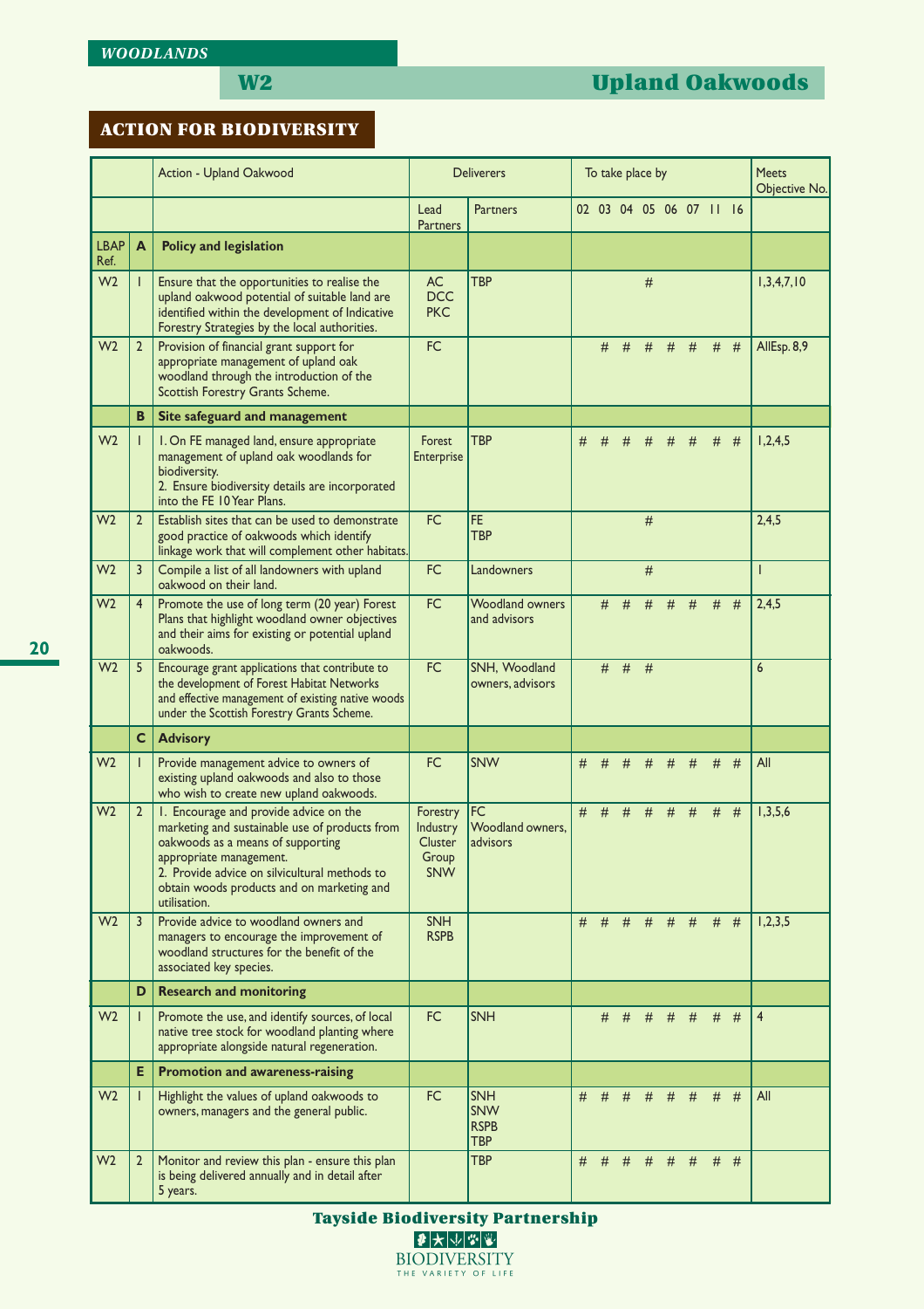*WOODLANDS*

# W2 Upland Oakwoods

## ACTION FOR BIODIVERSITY

| | | Action - Upland Oakwood | Deliverers | | To take place by | | | | | | | | Meets Objective No. |
|---|---|---|---|---|---|---|---|---|---|---|---|---|---|
| | | | Lead Partners | Partners | 02 | 03 | 04 | 05 | 06 | 07 | 11 | 16 | |
| LBAP Ref. | A | **Policy and legislation** | | | | | | | | | | | |
| W2 | 1 | Ensure that the opportunities to realise the upland oakwood potential of suitable land are identified within the development of Indicative Forestry Strategies by the local authorities. | AC DCC PKC | TBP | | | # | | | | | | 1,3,4,7,10 |
| W2 | 2 | Provision of financial grant support for appropriate management of upland oak woodland through the introduction of the Scottish Forestry Grants Scheme. | FC | | | # | # | # | # | # | # | # | AllEsp. 8,9 |
| | B | **Site safeguard and management** | | | | | | | | | | | |
| W2 | 1 | 1. On FE managed land, ensure appropriate management of upland oak woodlands for biodiversity. 2. Ensure biodiversity details are incorporated into the FE 10 Year Plans. | Forest Enterprise | TBP | # | # | # | # | # | # | # | # | 1,2,4,5 |
| W2 | 2 | Establish sites that can be used to demonstrate good practice of oakwoods which identify linkage work that will complement other habitats. | FC | FE TBP | | | # | | | | | | 2,4,5 |
| W2 | 3 | Compile a list of all landowners with upland oakwood on their land. | FC | Landowners | | | # | | | | | | 1 |
| W2 | 4 | Promote the use of long term (20 year) Forest Plans that highlight woodland owner objectives and their aims for existing or potential upland oakwoods. | FC | Woodland owners and advisors | | # | # | # | # | # | # | # | 2,4,5 |
| W2 | 5 | Encourage grant applications that contribute to the development of Forest Habitat Networks and effective management of existing native woods under the Scottish Forestry Grants Scheme. | FC | SNH, Woodland owners, advisors | | # | # | # | | | | | 6 |
| | C | **Advisory** | | | | | | | | | | | |
| W2 | 1 | Provide management advice to owners of existing upland oakwoods and also to those who wish to create new upland oakwoods. | FC | SNW | # | # | # | # | # | # | # | # | All |
| W2 | 2 | 1. Encourage and provide advice on the marketing and sustainable use of products from oakwoods as a means of supporting appropriate management. 2. Provide advice on silvicultural methods to obtain woods products and on marketing and utilisation. | Forestry Industry Cluster Group SNW | FC Woodland owners, advisors | # | # | # | # | # | # | # | # | 1,3,5,6 |
| W2 | 3 | Provide advice to woodland owners and managers to encourage the improvement of woodland structures for the benefit of the associated key species. | SNH RSPB | | # | # | # | # | # | # | # | # | 1,2,3,5 |
| | D | **Research and monitoring** | | | | | | | | | | | |
| W2 | 1 | Promote the use, and identify sources, of local native tree stock for woodland planting where appropriate alongside natural regeneration. | FC | SNH | | # | # | # | # | # | # | # | 4 |
| | E | **Promotion and awareness-raising** | | | | | | | | | | | |
| W2 | 1 | Highlight the values of upland oakwoods to owners, managers and the general public. | FC | SNH SNW RSPB TBP | # | # | # | # | # | # | # | # | All |
| W2 | 2 | Monitor and review this plan - ensure this plan is being delivered annually and in detail after 5 years. | | TBP | # | # | # | # | # | # | # | # | |

**Tayside Biodiversity Partnership**

BIODIVERSITY
THE VARIETY OF LIFE